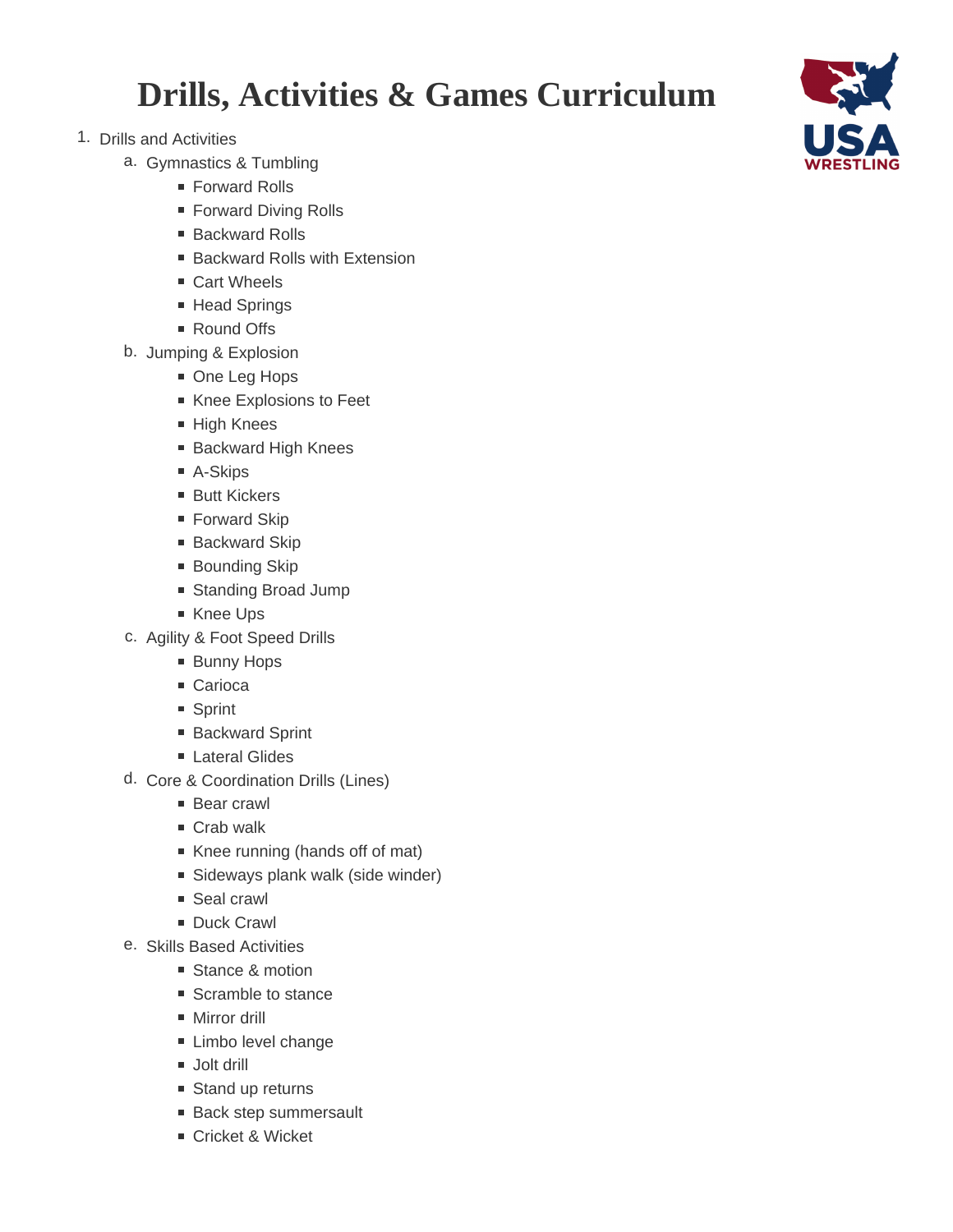# Drills, Activities & Games Curriculum

1. Drills and Activities
   a. Gymnastics & Tumbling
      - Forward Rolls
      - Forward Diving Rolls
      - Backward Rolls
      - Backward Rolls with Extension
      - Cart Wheels
      - Head Springs
      - Round Offs

   b. Jumping & Explosion
      - One Leg Hops
      - Knee Explosions to Feet
      - High Knees
      - Backward High Knees
      - A-Skips
      - Butt Kickers
      - Forward Skip
      - Backward Skip
      - Bounding Skip
      - Standing Broad Jump
      - Knee Ups

   c. Agility & Foot Speed Drills
      - Bunny Hops
      - Carioca
      - Sprint
      - Backward Sprint
      - Lateral Glides

   d. Core & Coordination Drills (Lines)
      - Bear crawl
      - Crab walk
      - Knee running (hands off of mat)
      - Sideways plank walk (side winder)
      - Seal crawl
      - Duck Crawl

   e. Skills Based Activities
      - Stance & motion
      - Scramble to stance
      - Mirror drill
      - Limbo level change
      - Jolt drill
      - Stand up returns
      - Back step summersault
      - Cricket & Wicket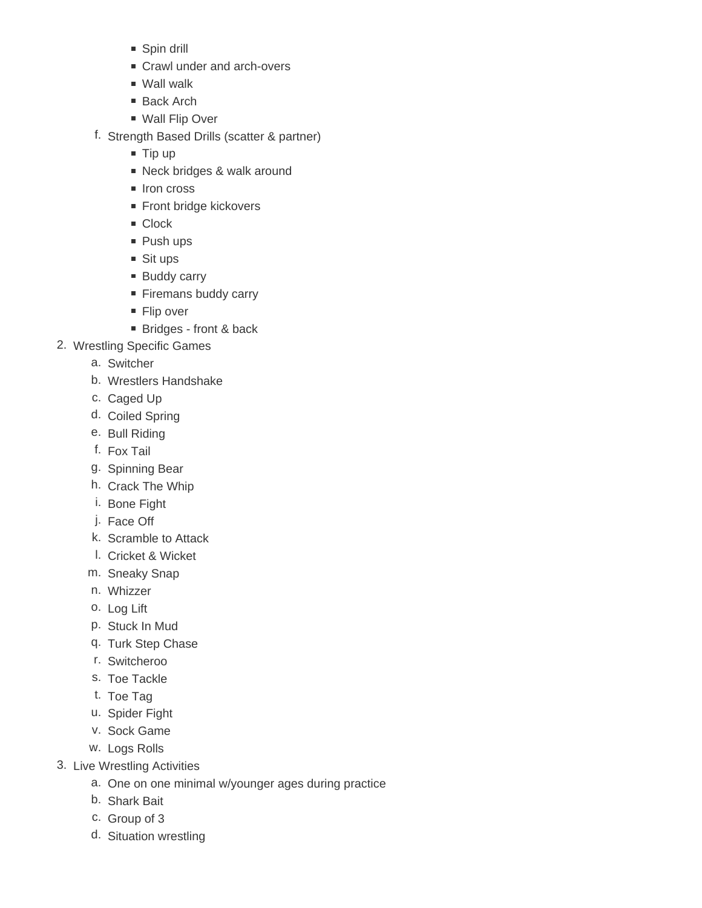- Spin drill
- Crawl under and arch-overs
- Wall walk
- Back Arch
- Wall Flip Over

f. Strength Based Drills (scatter & partner)
   - Tip up
   - Neck bridges & walk around
   - Iron cross
   - Front bridge kickovers
   - Clock
   - Push ups
   - Sit ups
   - Buddy carry
   - Firemans buddy carry
   - Flip over
   - Bridges - front & back

2. Wrestling Specific Games
   a. Switcher
   b. Wrestlers Handshake
   c. Caged Up
   d. Coiled Spring
   e. Bull Riding
   f. Fox Tail
   g. Spinning Bear
   h. Crack The Whip
   i. Bone Fight
   j. Face Off
   k. Scramble to Attack
   l. Cricket & Wicket
   m. Sneaky Snap
   n. Whizzer
   o. Log Lift
   p. Stuck In Mud
   q. Turk Step Chase
   r. Switcheroo
   s. Toe Tackle
   t. Toe Tag
   u. Spider Fight
   v. Sock Game
   w. Logs Rolls
3. Live Wrestling Activities
   a. One on one minimal w/younger ages during practice
   b. Shark Bait
   c. Group of 3
   d. Situation wrestling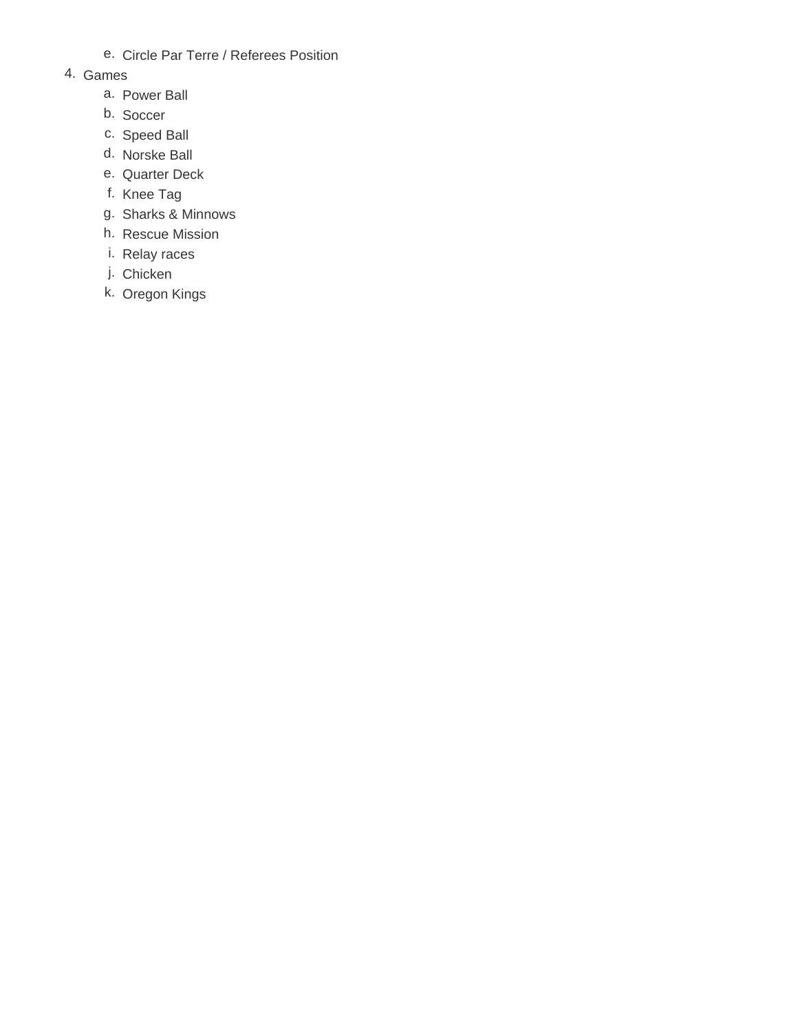e. Circle Par Terre / Referees Position

4. Games
   a. Power Ball
   b. Soccer
   c. Speed Ball
   d. Norske Ball
   e. Quarter Deck
   f. Knee Tag
   g. Sharks & Minnows
   h. Rescue Mission
   i. Relay races
   j. Chicken
   k. Oregon Kings